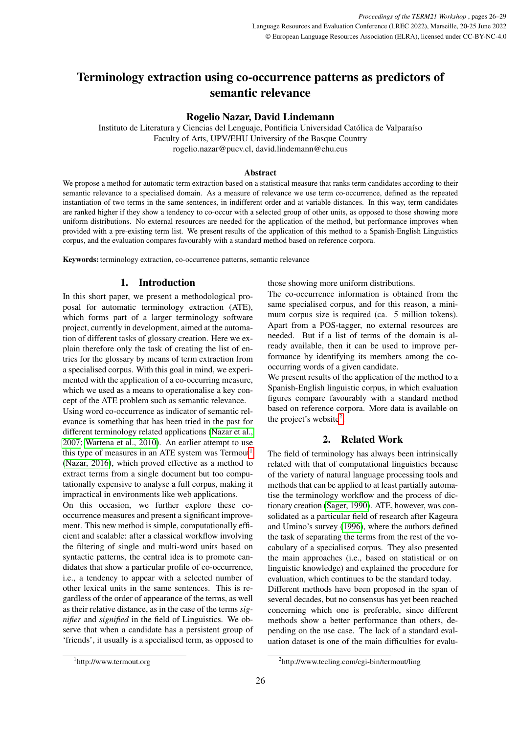# Terminology extraction using co-occurrence patterns as predictors of semantic relevance

**Rogelio Nazar, David Lindemann**

Instituto de Literatura y Ciencias del Lenguaje, Pontificia Universidad Católica de Valparaíso
Faculty of Arts, UPV/EHU University of the Basque Country
rogelio.nazar@pucv.cl, david.lindemann@ehu.eus

### Abstract

We propose a method for automatic term extraction based on a statistical measure that ranks term candidates according to their semantic relevance to a specialised domain. As a measure of relevance we use term co-occurrence, defined as the repeated instantiation of two terms in the same sentences, in indifferent order and at variable distances. In this way, term candidates are ranked higher if they show a tendency to co-occur with a selected group of other units, as opposed to those showing more uniform distributions. No external resources are needed for the application of the method, but performance improves when provided with a pre-existing term list. We present results of the application of this method to a Spanish-English Linguistics corpus, and the evaluation compares favourably with a standard method based on reference corpora.

**Keywords:** terminology extraction, co-occurrence patterns, semantic relevance

## 1. Introduction

In this short paper, we present a methodological proposal for automatic terminology extraction (ATE), which forms part of a larger terminology software project, currently in development, aimed at the automation of different tasks of glossary creation. Here we explain therefore only the task of creating the list of entries for the glossary by means of term extraction from a specialised corpus. With this goal in mind, we experimented with the application of a co-occurring measure, which we used as a means to operationalise a key concept of the ATE problem such as semantic relevance.

Using word co-occurrence as indicator of semantic relevance is something that has been tried in the past for different terminology related applications (Nazar et al., 2007; Wartena et al., 2010). An earlier attempt to use this type of measures in an ATE system was Termout[1] (Nazar, 2016), which proved effective as a method to extract terms from a single document but too computationally expensive to analyse a full corpus, making it impractical in environments like web applications.

On this occasion, we further explore these co-occurrence measures and present a significant improvement. This new method is simple, computationally efficient and scalable: after a classical workflow involving the filtering of single and multi-word units based on syntactic patterns, the central idea is to promote candidates that show a particular profile of co-occurrence, i.e., a tendency to appear with a selected number of other lexical units in the same sentences. This is regardless of the order of appearance of the terms, as well as their relative distance, as in the case of the terms *signifier* and *signified* in the field of Linguistics. We observe that when a candidate has a persistent group of 'friends', it usually is a specialised term, as opposed to those showing more uniform distributions.

The co-occurrence information is obtained from the same specialised corpus, and for this reason, a minimum corpus size is required (ca. 5 million tokens). Apart from a POS-tagger, no external resources are needed. But if a list of terms of the domain is already available, then it can be used to improve performance by identifying its members among the co-occurring words of a given candidate.

We present results of the application of the method to a Spanish-English linguistic corpus, in which evaluation figures compare favourably with a standard method based on reference corpora. More data is available on the project's website[2].

## 2. Related Work

The field of terminology has always been intrinsically related with that of computational linguistics because of the variety of natural language processing tools and methods that can be applied to at least partially automatise the terminology workflow and the process of dictionary creation (Sager, 1990). ATE, however, was consolidated as a particular field of research after Kageura and Umino's survey (1996), where the authors defined the task of separating the terms from the rest of the vocabulary of a specialised corpus. They also presented the main approaches (i.e., based on statistical or on linguistic knowledge) and explained the procedure for evaluation, which continues to be the standard today.

Different methods have been proposed in the span of several decades, but no consensus has yet been reached concerning which one is preferable, since different methods show a better performance than others, depending on the use case. The lack of a standard evaluation dataset is one of the main difficulties for evalu-

[1] http://www.termout.org

[2] http://www.tecling.com/cgi-bin/termout/ling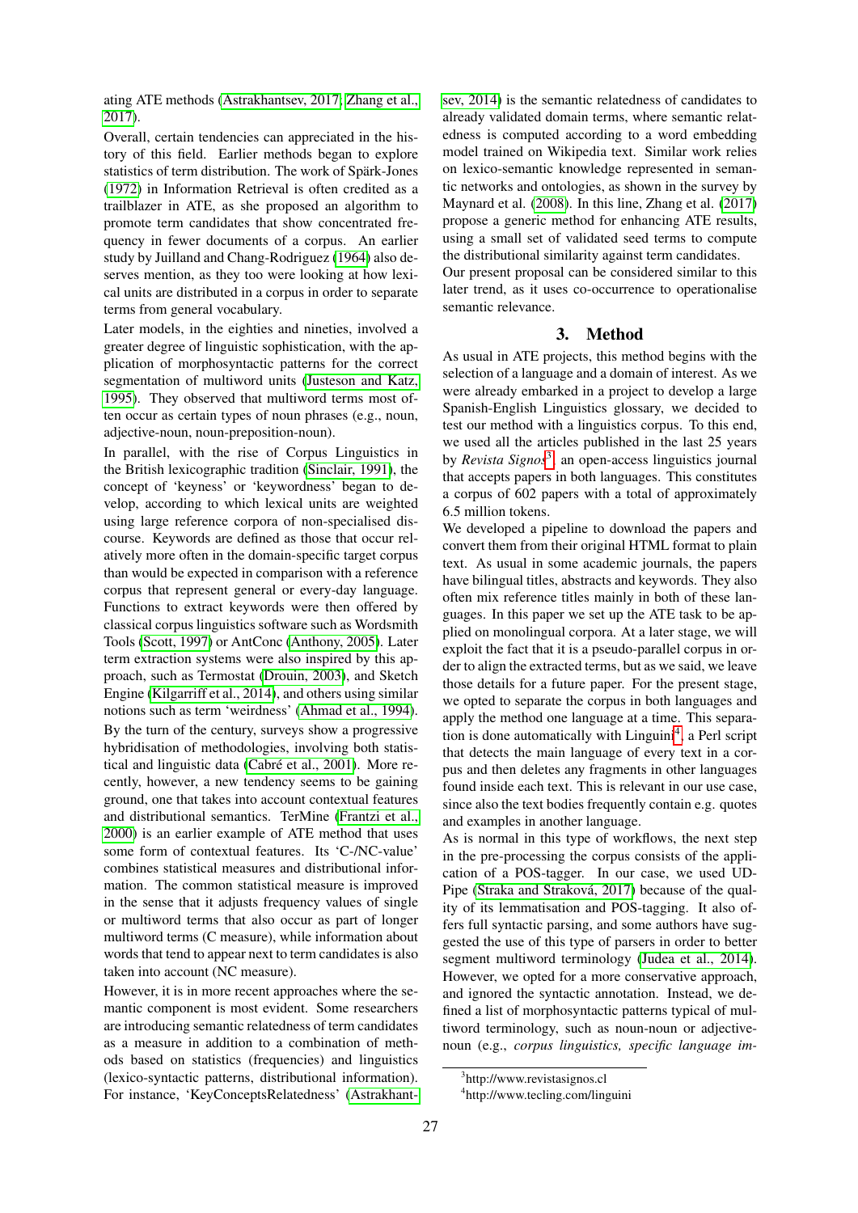ating ATE methods (Astrakhantsev, 2017; Zhang et al., 2017).

Overall, certain tendencies can appreciated in the history of this field. Earlier methods began to explore statistics of term distribution. The work of Spärk-Jones (1972) in Information Retrieval is often credited as a trailblazer in ATE, as she proposed an algorithm to promote term candidates that show concentrated frequency in fewer documents of a corpus. An earlier study by Juilland and Chang-Rodriguez (1964) also deserves mention, as they too were looking at how lexical units are distributed in a corpus in order to separate terms from general vocabulary.

Later models, in the eighties and nineties, involved a greater degree of linguistic sophistication, with the application of morphosyntactic patterns for the correct segmentation of multiword units (Justeson and Katz, 1995). They observed that multiword terms most often occur as certain types of noun phrases (e.g., noun, adjective-noun, noun-preposition-noun).

In parallel, with the rise of Corpus Linguistics in the British lexicographic tradition (Sinclair, 1991), the concept of 'keyness' or 'keywordness' began to develop, according to which lexical units are weighted using large reference corpora of non-specialised discourse. Keywords are defined as those that occur relatively more often in the domain-specific target corpus than would be expected in comparison with a reference corpus that represent general or every-day language. Functions to extract keywords were then offered by classical corpus linguistics software such as Wordsmith Tools (Scott, 1997) or AntConc (Anthony, 2005). Later term extraction systems were also inspired by this approach, such as Termostat (Drouin, 2003), and Sketch Engine (Kilgarriff et al., 2014), and others using similar notions such as term 'weirdness' (Ahmad et al., 1994).

By the turn of the century, surveys show a progressive hybridisation of methodologies, involving both statistical and linguistic data (Cabré et al., 2001). More recently, however, a new tendency seems to be gaining ground, one that takes into account contextual features and distributional semantics. TerMine (Frantzi et al., 2000) is an earlier example of ATE method that uses some form of contextual features. Its 'C-/NC-value' combines statistical measures and distributional information. The common statistical measure is improved in the sense that it adjusts frequency values of single or multiword terms that also occur as part of longer multiword terms (C measure), while information about words that tend to appear next to term candidates is also taken into account (NC measure).

However, it is in more recent approaches where the semantic component is most evident. Some researchers are introducing semantic relatedness of term candidates as a measure in addition to a combination of methods based on statistics (frequencies) and linguistics (lexico-syntactic patterns, distributional information). For instance, 'KeyConceptsRelatedness' (Astrakhantsev, 2014) is the semantic relatedness of candidates to already validated domain terms, where semantic relatedness is computed according to a word embedding model trained on Wikipedia text. Similar work relies on lexico-semantic knowledge represented in semantic networks and ontologies, as shown in the survey by Maynard et al. (2008). In this line, Zhang et al. (2017) propose a generic method for enhancing ATE results, using a small set of validated seed terms to compute the distributional similarity against term candidates.

Our present proposal can be considered similar to this later trend, as it uses co-occurrence to operationalise semantic relevance.

## 3. Method

As usual in ATE projects, this method begins with the selection of a language and a domain of interest. As we were already embarked in a project to develop a large Spanish-English Linguistics glossary, we decided to test our method with a linguistics corpus. To this end, we used all the articles published in the last 25 years by *Revista Signos*[3], an open-access linguistics journal that accepts papers in both languages. This constitutes a corpus of 602 papers with a total of approximately 6.5 million tokens.

We developed a pipeline to download the papers and convert them from their original HTML format to plain text. As usual in some academic journals, the papers have bilingual titles, abstracts and keywords. They also often mix reference titles mainly in both of these languages. In this paper we set up the ATE task to be applied on monolingual corpora. At a later stage, we will exploit the fact that it is a pseudo-parallel corpus in order to align the extracted terms, but as we said, we leave those details for a future paper. For the present stage, we opted to separate the corpus in both languages and apply the method one language at a time. This separation is done automatically with Linguini[4], a Perl script that detects the main language of every text in a corpus and then deletes any fragments in other languages found inside each text. This is relevant in our use case, since also the text bodies frequently contain e.g. quotes and examples in another language.

As is normal in this type of workflows, the next step in the pre-processing the corpus consists of the application of a POS-tagger. In our case, we used UDPipe (Straka and Straková, 2017) because of the quality of its lemmatisation and POS-tagging. It also offers full syntactic parsing, and some authors have suggested the use of this type of parsers in order to better segment multiword terminology (Judea et al., 2014). However, we opted for a more conservative approach, and ignored the syntactic annotation. Instead, we defined a list of morphosyntactic patterns typical of multiword terminology, such as noun-noun or adjective-noun (e.g., *corpus linguistics, specific language im-*

[3]http://www.revistasignos.cl

[4]http://www.tecling.com/linguini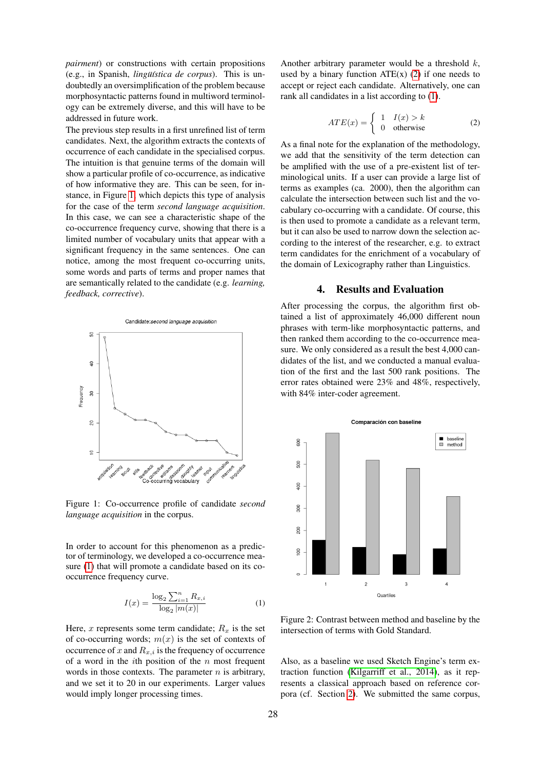*pairment*) or constructions with certain propositions (e.g., in Spanish, *lingüística de corpus*). This is undoubtedly an oversimplification of the problem because morphosyntactic patterns found in multiword terminology can be extremely diverse, and this will have to be addressed in future work.

The previous step results in a first unrefined list of term candidates. Next, the algorithm extracts the contexts of occurrence of each candidate in the specialised corpus. The intuition is that genuine terms of the domain will show a particular profile of co-occurrence, as indicative of how informative they are. This can be seen, for instance, in Figure 1, which depicts this type of analysis for the case of the term *second language acquisition*. In this case, we can see a characteristic shape of the co-occurrence frequency curve, showing that there is a limited number of vocabulary units that appear with a significant frequency in the same sentences. One can notice, among the most frequent co-occurring units, some words and parts of terms and proper names that are semantically related to the candidate (e.g. *learning, feedback, corrective*).

Figure 1: Co-occurrence profile of candidate *second language acquisition* in the corpus.

In order to account for this phenomenon as a predictor of terminology, we developed a co-occurrence measure (1) that will promote a candidate based on its co-occurrence frequency curve.

$$I(x) = \frac{\log_2 \sum_{i=1}^{n} R_{x,i}}{\log_2 |m(x)|} \quad (1)$$

Here, $x$ represents some term candidate; $R_x$ is the set of co-occurring words; $m(x)$ is the set of contexts of occurrence of $x$ and $R_{x,i}$ is the frequency of occurrence of a word in the $i$th position of the $n$ most frequent words in those contexts. The parameter $n$ is arbitrary, and we set it to 20 in our experiments. Larger values would imply longer processing times.

Another arbitrary parameter would be a threshold $k$, used by a binary function ATE(x) (2) if one needs to accept or reject each candidate. Alternatively, one can rank all candidates in a list according to (1).

$$ATE(x) = \begin{cases} 1 & I(x) > k \\ 0 & \text{otherwise} \end{cases} \quad (2)$$

As a final note for the explanation of the methodology, we add that the sensitivity of the term detection can be amplified with the use of a pre-existent list of terminological units. If a user can provide a large list of terms as examples (ca. 2000), then the algorithm can calculate the intersection between such list and the vocabulary co-occurring with a candidate. Of course, this is then used to promote a candidate as a relevant term, but it can also be used to narrow down the selection according to the interest of the researcher, e.g. to extract term candidates for the enrichment of a vocabulary of the domain of Lexicography rather than Linguistics.

## 4. Results and Evaluation

After processing the corpus, the algorithm first obtained a list of approximately 46,000 different noun phrases with term-like morphosyntactic patterns, and then ranked them according to the co-occurrence measure. We only considered as a result the best 4,000 candidates of the list, and we conducted a manual evaluation of the first and the last 500 rank positions. The error rates obtained were 23% and 48%, respectively, with 84% inter-coder agreement.

Figure 2: Contrast between method and baseline by the intersection of terms with Gold Standard.

Also, as a baseline we used Sketch Engine's term extraction function (Kilgarriff et al., 2014), as it represents a classical approach based on reference corpora (cf. Section 2). We submitted the same corpus,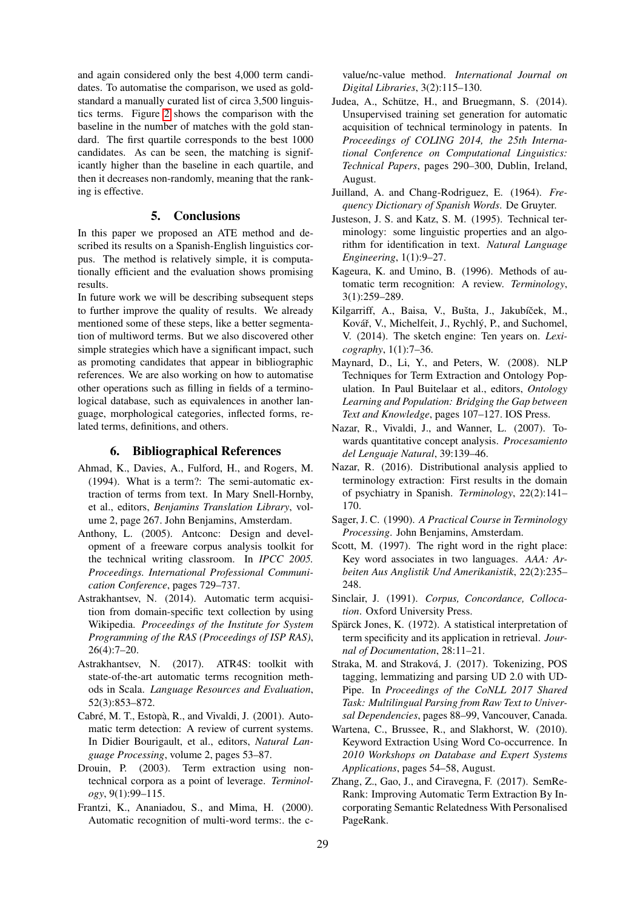and again considered only the best 4,000 term candidates. To automatise the comparison, we used as gold-standard a manually curated list of circa 3,500 linguistics terms. Figure 2 shows the comparison with the baseline in the number of matches with the gold standard. The first quartile corresponds to the best 1000 candidates. As can be seen, the matching is significantly higher than the baseline in each quartile, and then it decreases non-randomly, meaning that the ranking is effective.

## 5. Conclusions

In this paper we proposed an ATE method and described its results on a Spanish-English linguistics corpus. The method is relatively simple, it is computationally efficient and the evaluation shows promising results.

In future work we will be describing subsequent steps to further improve the quality of results. We already mentioned some of these steps, like a better segmentation of multiword terms. But we also discovered other simple strategies which have a significant impact, such as promoting candidates that appear in bibliographic references. We are also working on how to automatise other operations such as filling in fields of a terminological database, such as equivalences in another language, morphological categories, inflected forms, related terms, definitions, and others.

## 6. Bibliographical References

Ahmad, K., Davies, A., Fulford, H., and Rogers, M. (1994). What is a term?: The semi-automatic extraction of terms from text. In Mary Snell-Hornby, et al., editors, *Benjamins Translation Library*, volume 2, page 267. John Benjamins, Amsterdam.

Anthony, L. (2005). Antconc: Design and development of a freeware corpus analysis toolkit for the technical writing classroom. In *IPCC 2005. Proceedings. International Professional Communication Conference*, pages 729–737.

Astrakhantsev, N. (2014). Automatic term acquisition from domain-specific text collection by using Wikipedia. *Proceedings of the Institute for System Programming of the RAS (Proceedings of ISP RAS)*, 26(4):7–20.

Astrakhantsev, N. (2017). ATR4S: toolkit with state-of-the-art automatic terms recognition methods in Scala. *Language Resources and Evaluation*, 52(3):853–872.

Cabré, M. T., Estopà, R., and Vivaldi, J. (2001). Automatic term detection: A review of current systems. In Didier Bourigault, et al., editors, *Natural Language Processing*, volume 2, pages 53–87.

Drouin, P. (2003). Term extraction using non-technical corpora as a point of leverage. *Terminology*, 9(1):99–115.

Frantzi, K., Ananiadou, S., and Mima, H. (2000). Automatic recognition of multi-word terms:. the c-value/nc-value method. *International Journal on Digital Libraries*, 3(2):115–130.

Judea, A., Schütze, H., and Bruegmann, S. (2014). Unsupervised training set generation for automatic acquisition of technical terminology in patents. In *Proceedings of COLING 2014, the 25th International Conference on Computational Linguistics: Technical Papers*, pages 290–300, Dublin, Ireland, August.

Juilland, A. and Chang-Rodriguez, E. (1964). *Frequency Dictionary of Spanish Words*. De Gruyter.

Justeson, J. S. and Katz, S. M. (1995). Technical terminology: some linguistic properties and an algorithm for identification in text. *Natural Language Engineering*, 1(1):9–27.

Kageura, K. and Umino, B. (1996). Methods of automatic term recognition: A review. *Terminology*, 3(1):259–289.

Kilgarriff, A., Baisa, V., Bušta, J., Jakubíček, M., Kovář, V., Michelfeit, J., Rychlý, P., and Suchomel, V. (2014). The sketch engine: Ten years on. *Lexicography*, 1(1):7–36.

Maynard, D., Li, Y., and Peters, W. (2008). NLP Techniques for Term Extraction and Ontology Population. In Paul Buitelaar et al., editors, *Ontology Learning and Population: Bridging the Gap between Text and Knowledge*, pages 107–127. IOS Press.

Nazar, R., Vivaldi, J., and Wanner, L. (2007). Towards quantitative concept analysis. *Procesamiento del Lenguaje Natural*, 39:139–46.

Nazar, R. (2016). Distributional analysis applied to terminology extraction: First results in the domain of psychiatry in Spanish. *Terminology*, 22(2):141–170.

Sager, J. C. (1990). *A Practical Course in Terminology Processing*. John Benjamins, Amsterdam.

Scott, M. (1997). The right word in the right place: Key word associates in two languages. *AAA: Arbeiten Aus Anglistik Und Amerikanistik*, 22(2):235–248.

Sinclair, J. (1991). *Corpus, Concordance, Collocation*. Oxford University Press.

Spärck Jones, K. (1972). A statistical interpretation of term specificity and its application in retrieval. *Journal of Documentation*, 28:11–21.

Straka, M. and Straková, J. (2017). Tokenizing, POS tagging, lemmatizing and parsing UD 2.0 with UDPipe. In *Proceedings of the CoNLL 2017 Shared Task: Multilingual Parsing from Raw Text to Universal Dependencies*, pages 88–99, Vancouver, Canada.

Wartena, C., Brussee, R., and Slakhorst, W. (2010). Keyword Extraction Using Word Co-occurrence. In *2010 Workshops on Database and Expert Systems Applications*, pages 54–58, August.

Zhang, Z., Gao, J., and Ciravegna, F. (2017). SemRe-Rank: Improving Automatic Term Extraction By Incorporating Semantic Relatedness With Personalised PageRank.